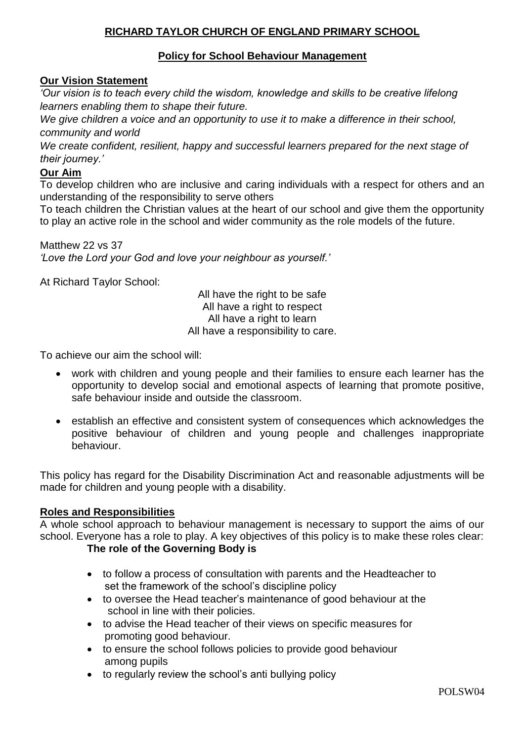# RICHARD TAYLOR CHURCH OF ENGLAND PRIMARY SCHOOL

## Policy for School Behaviour Management

### Our Vision Statement

*'Our vision is to teach every child the wisdom, knowledge and skills to be creative lifelong learners enabling them to shape their future.*

*We give children a voice and an opportunity to use it to make a difference in their school, community and world*

*We create confident, resilient, happy and successful learners prepared for the next stage of their journey.'*

### Our Aim

To develop children who are inclusive and caring individuals with a respect for others and an understanding of the responsibility to serve others

To teach children the Christian values at the heart of our school and give them the opportunity to play an active role in the school and wider community as the role models of the future.

Matthew 22 vs 37
*'Love the Lord your God and love your neighbour as yourself.'*

At Richard Taylor School:

All have the right to be safe
All have a right to respect
All have a right to learn
All have a responsibility to care.

To achieve our aim the school will:

- work with children and young people and their families to ensure each learner has the opportunity to develop social and emotional aspects of learning that promote positive, safe behaviour inside and outside the classroom.
- establish an effective and consistent system of consequences which acknowledges the positive behaviour of children and young people and challenges inappropriate behaviour.

This policy has regard for the Disability Discrimination Act and reasonable adjustments will be made for children and young people with a disability.

### Roles and Responsibilities

A whole school approach to behaviour management is necessary to support the aims of our school. Everyone has a role to play. A key objectives of this policy is to make these roles clear:

**The role of the Governing Body is**

- to follow a process of consultation with parents and the Headteacher to set the framework of the school's discipline policy
- to oversee the Head teacher's maintenance of good behaviour at the school in line with their policies.
- to advise the Head teacher of their views on specific measures for promoting good behaviour.
- to ensure the school follows policies to provide good behaviour among pupils
- to regularly review the school's anti bullying policy

POLSW04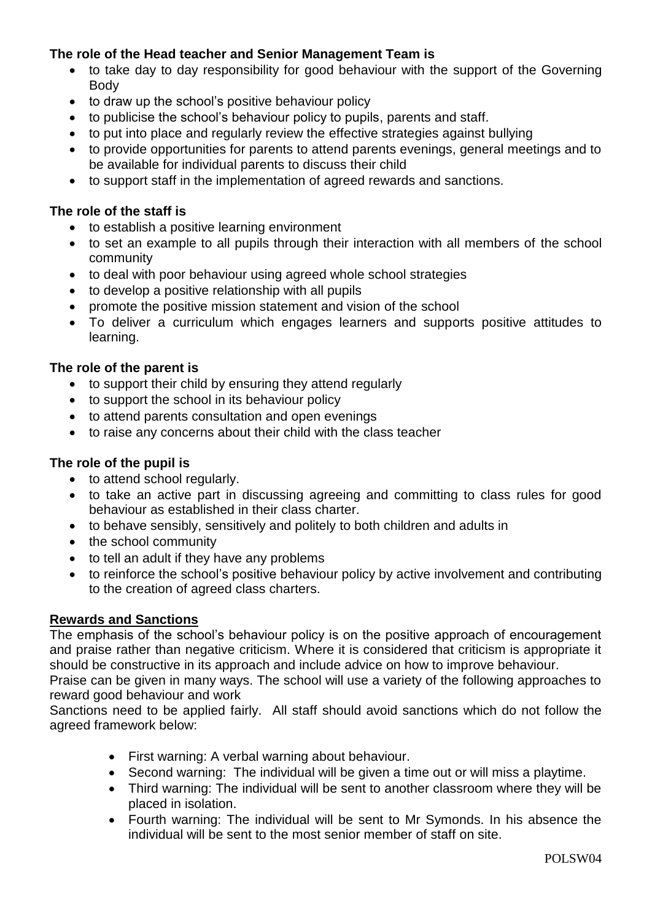**The role of the Head teacher and Senior Management Team is**

- to take day to day responsibility for good behaviour with the support of the Governing Body
- to draw up the school's positive behaviour policy
- to publicise the school's behaviour policy to pupils, parents and staff.
- to put into place and regularly review the effective strategies against bullying
- to provide opportunities for parents to attend parents evenings, general meetings and to be available for individual parents to discuss their child
- to support staff in the implementation of agreed rewards and sanctions.

**The role of the staff is**

- to establish a positive learning environment
- to set an example to all pupils through their interaction with all members of the school community
- to deal with poor behaviour using agreed whole school strategies
- to develop a positive relationship with all pupils
- promote the positive mission statement and vision of the school
- To deliver a curriculum which engages learners and supports positive attitudes to learning.

**The role of the parent is**

- to support their child by ensuring they attend regularly
- to support the school in its behaviour policy
- to attend parents consultation and open evenings
- to raise any concerns about their child with the class teacher

**The role of the pupil is**

- to attend school regularly.
- to take an active part in discussing agreeing and committing to class rules for good behaviour as established in their class charter.
- to behave sensibly, sensitively and politely to both children and adults in
- the school community
- to tell an adult if they have any problems
- to reinforce the school's positive behaviour policy by active involvement and contributing to the creation of agreed class charters.

**Rewards and Sanctions**

The emphasis of the school's behaviour policy is on the positive approach of encouragement and praise rather than negative criticism. Where it is considered that criticism is appropriate it should be constructive in its approach and include advice on how to improve behaviour.

Praise can be given in many ways. The school will use a variety of the following approaches to reward good behaviour and work

Sanctions need to be applied fairly. All staff should avoid sanctions which do not follow the agreed framework below:

- First warning: A verbal warning about behaviour.
- Second warning: The individual will be given a time out or will miss a playtime.
- Third warning: The individual will be sent to another classroom where they will be placed in isolation.
- Fourth warning: The individual will be sent to Mr Symonds. In his absence the individual will be sent to the most senior member of staff on site.

POLSW04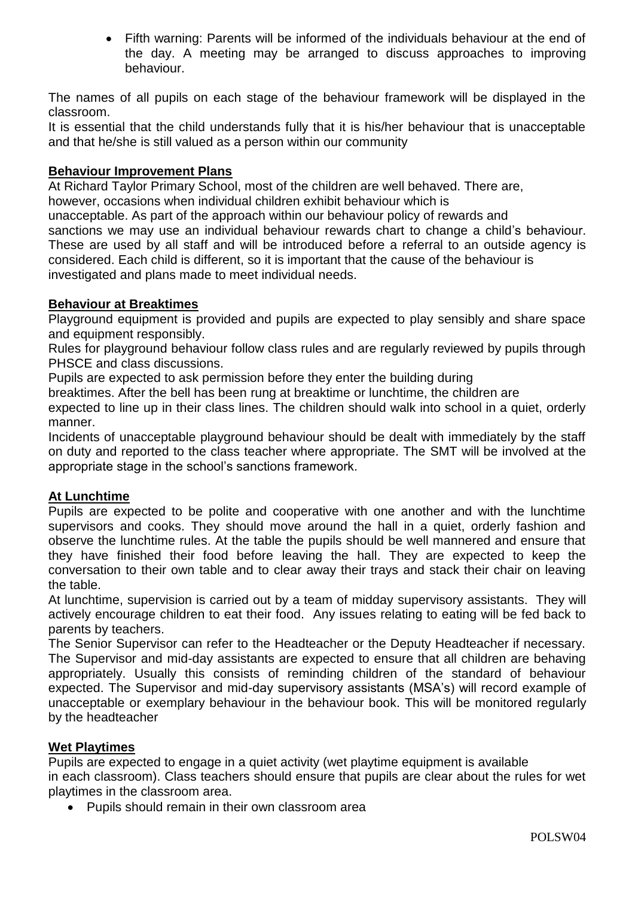- Fifth warning: Parents will be informed of the individuals behaviour at the end of the day. A meeting may be arranged to discuss approaches to improving behaviour.

The names of all pupils on each stage of the behaviour framework will be displayed in the classroom.

It is essential that the child understands fully that it is his/her behaviour that is unacceptable and that he/she is still valued as a person within our community

## Behaviour Improvement Plans

At Richard Taylor Primary School, most of the children are well behaved. There are, however, occasions when individual children exhibit behaviour which is unacceptable. As part of the approach within our behaviour policy of rewards and sanctions we may use an individual behaviour rewards chart to change a child's behaviour. These are used by all staff and will be introduced before a referral to an outside agency is considered. Each child is different, so it is important that the cause of the behaviour is investigated and plans made to meet individual needs.

## Behaviour at Breaktimes

Playground equipment is provided and pupils are expected to play sensibly and share space and equipment responsibly.

Rules for playground behaviour follow class rules and are regularly reviewed by pupils through PHSCE and class discussions.

Pupils are expected to ask permission before they enter the building during breaktimes. After the bell has been rung at breaktime or lunchtime, the children are expected to line up in their class lines. The children should walk into school in a quiet, orderly manner.

Incidents of unacceptable playground behaviour should be dealt with immediately by the staff on duty and reported to the class teacher where appropriate. The SMT will be involved at the appropriate stage in the school's sanctions framework.

## At Lunchtime

Pupils are expected to be polite and cooperative with one another and with the lunchtime supervisors and cooks. They should move around the hall in a quiet, orderly fashion and observe the lunchtime rules. At the table the pupils should be well mannered and ensure that they have finished their food before leaving the hall. They are expected to keep the conversation to their own table and to clear away their trays and stack their chair on leaving the table.

At lunchtime, supervision is carried out by a team of midday supervisory assistants. They will actively encourage children to eat their food. Any issues relating to eating will be fed back to parents by teachers.

The Senior Supervisor can refer to the Headteacher or the Deputy Headteacher if necessary. The Supervisor and mid-day assistants are expected to ensure that all children are behaving appropriately. Usually this consists of reminding children of the standard of behaviour expected. The Supervisor and mid-day supervisory assistants (MSA's) will record example of unacceptable or exemplary behaviour in the behaviour book. This will be monitored regularly by the headteacher

## Wet Playtimes

Pupils are expected to engage in a quiet activity (wet playtime equipment is available in each classroom). Class teachers should ensure that pupils are clear about the rules for wet playtimes in the classroom area.

- Pupils should remain in their own classroom area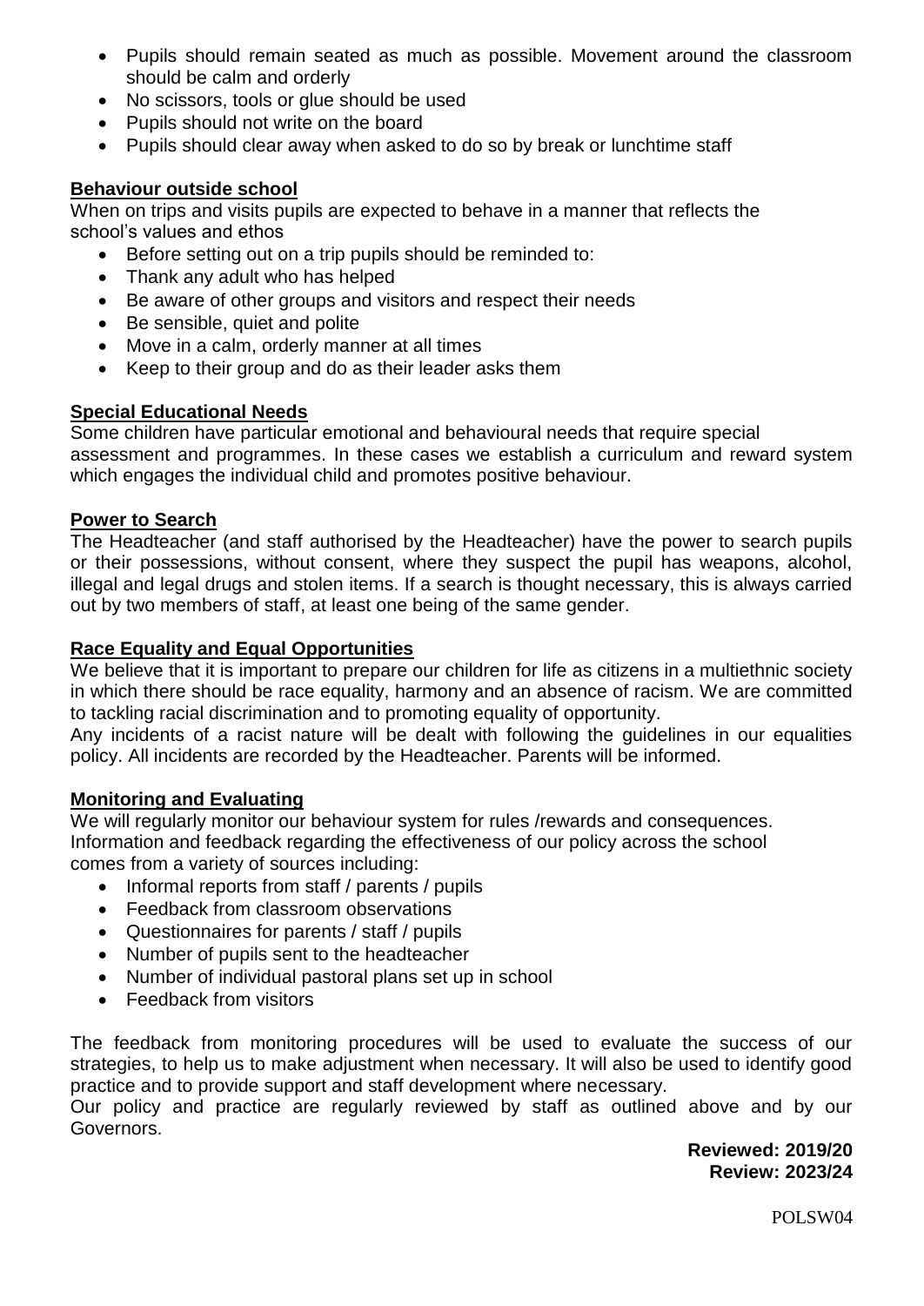- Pupils should remain seated as much as possible. Movement around the classroom should be calm and orderly
- No scissors, tools or glue should be used
- Pupils should not write on the board
- Pupils should clear away when asked to do so by break or lunchtime staff

## Behaviour outside school

When on trips and visits pupils are expected to behave in a manner that reflects the school's values and ethos

- Before setting out on a trip pupils should be reminded to:
- Thank any adult who has helped
- Be aware of other groups and visitors and respect their needs
- Be sensible, quiet and polite
- Move in a calm, orderly manner at all times
- Keep to their group and do as their leader asks them

## Special Educational Needs

Some children have particular emotional and behavioural needs that require special assessment and programmes. In these cases we establish a curriculum and reward system which engages the individual child and promotes positive behaviour.

## Power to Search

The Headteacher (and staff authorised by the Headteacher) have the power to search pupils or their possessions, without consent, where they suspect the pupil has weapons, alcohol, illegal and legal drugs and stolen items. If a search is thought necessary, this is always carried out by two members of staff, at least one being of the same gender.

## Race Equality and Equal Opportunities

We believe that it is important to prepare our children for life as citizens in a multiethnic society in which there should be race equality, harmony and an absence of racism. We are committed to tackling racial discrimination and to promoting equality of opportunity.

Any incidents of a racist nature will be dealt with following the guidelines in our equalities policy. All incidents are recorded by the Headteacher. Parents will be informed.

## Monitoring and Evaluating

We will regularly monitor our behaviour system for rules /rewards and consequences. Information and feedback regarding the effectiveness of our policy across the school comes from a variety of sources including:

- Informal reports from staff / parents / pupils
- Feedback from classroom observations
- Questionnaires for parents / staff / pupils
- Number of pupils sent to the headteacher
- Number of individual pastoral plans set up in school
- Feedback from visitors

The feedback from monitoring procedures will be used to evaluate the success of our strategies, to help us to make adjustment when necessary. It will also be used to identify good practice and to provide support and staff development where necessary.

Our policy and practice are regularly reviewed by staff as outlined above and by our Governors.

**Reviewed: 2019/20**
**Review: 2023/24**

POLSW04